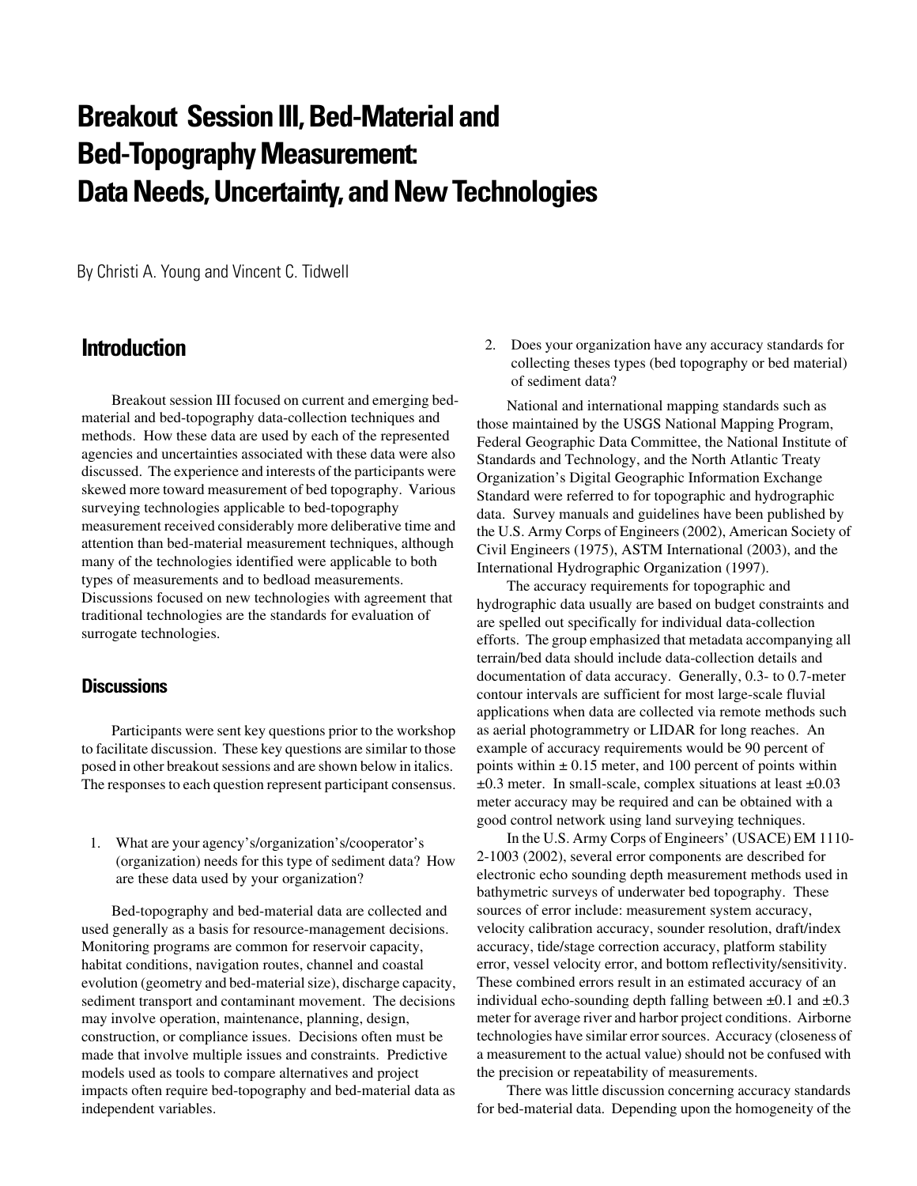# Breakout Session III, Bed-Material and Bed-Topography Measurement: Data Needs, Uncertainty, and New Technologies

By Christi A. Young and Vincent C. Tidwell

## Introduction

Breakout session III focused on current and emerging bed-material and bed-topography data-collection techniques and methods. How these data are used by each of the represented agencies and uncertainties associated with these data were also discussed. The experience and interests of the participants were skewed more toward measurement of bed topography. Various surveying technologies applicable to bed-topography measurement received considerably more deliberative time and attention than bed-material measurement techniques, although many of the technologies identified were applicable to both types of measurements and to bedload measurements. Discussions focused on new technologies with agreement that traditional technologies are the standards for evaluation of surrogate technologies.

### Discussions

Participants were sent key questions prior to the workshop to facilitate discussion. These key questions are similar to those posed in other breakout sessions and are shown below in italics. The responses to each question represent participant consensus.

1. What are your agency's/organization's/cooperator's (organization) needs for this type of sediment data? How are these data used by your organization?

Bed-topography and bed-material data are collected and used generally as a basis for resource-management decisions. Monitoring programs are common for reservoir capacity, habitat conditions, navigation routes, channel and coastal evolution (geometry and bed-material size), discharge capacity, sediment transport and contaminant movement. The decisions may involve operation, maintenance, planning, design, construction, or compliance issues. Decisions often must be made that involve multiple issues and constraints. Predictive models used as tools to compare alternatives and project impacts often require bed-topography and bed-material data as independent variables.

2. Does your organization have any accuracy standards for collecting theses types (bed topography or bed material) of sediment data?

National and international mapping standards such as those maintained by the USGS National Mapping Program, Federal Geographic Data Committee, the National Institute of Standards and Technology, and the North Atlantic Treaty Organization's Digital Geographic Information Exchange Standard were referred to for topographic and hydrographic data. Survey manuals and guidelines have been published by the U.S. Army Corps of Engineers (2002), American Society of Civil Engineers (1975), ASTM International (2003), and the International Hydrographic Organization (1997).

The accuracy requirements for topographic and hydrographic data usually are based on budget constraints and are spelled out specifically for individual data-collection efforts. The group emphasized that metadata accompanying all terrain/bed data should include data-collection details and documentation of data accuracy. Generally, 0.3- to 0.7-meter contour intervals are sufficient for most large-scale fluvial applications when data are collected via remote methods such as aerial photogrammetry or LIDAR for long reaches. An example of accuracy requirements would be 90 percent of points within ± 0.15 meter, and 100 percent of points within ±0.3 meter. In small-scale, complex situations at least ±0.03 meter accuracy may be required and can be obtained with a good control network using land surveying techniques.

In the U.S. Army Corps of Engineers' (USACE) EM 1110-2-1003 (2002), several error components are described for electronic echo sounding depth measurement methods used in bathymetric surveys of underwater bed topography. These sources of error include: measurement system accuracy, velocity calibration accuracy, sounder resolution, draft/index accuracy, tide/stage correction accuracy, platform stability error, vessel velocity error, and bottom reflectivity/sensitivity. These combined errors result in an estimated accuracy of an individual echo-sounding depth falling between ±0.1 and ±0.3 meter for average river and harbor project conditions. Airborne technologies have similar error sources. Accuracy (closeness of a measurement to the actual value) should not be confused with the precision or repeatability of measurements.

There was little discussion concerning accuracy standards for bed-material data. Depending upon the homogeneity of the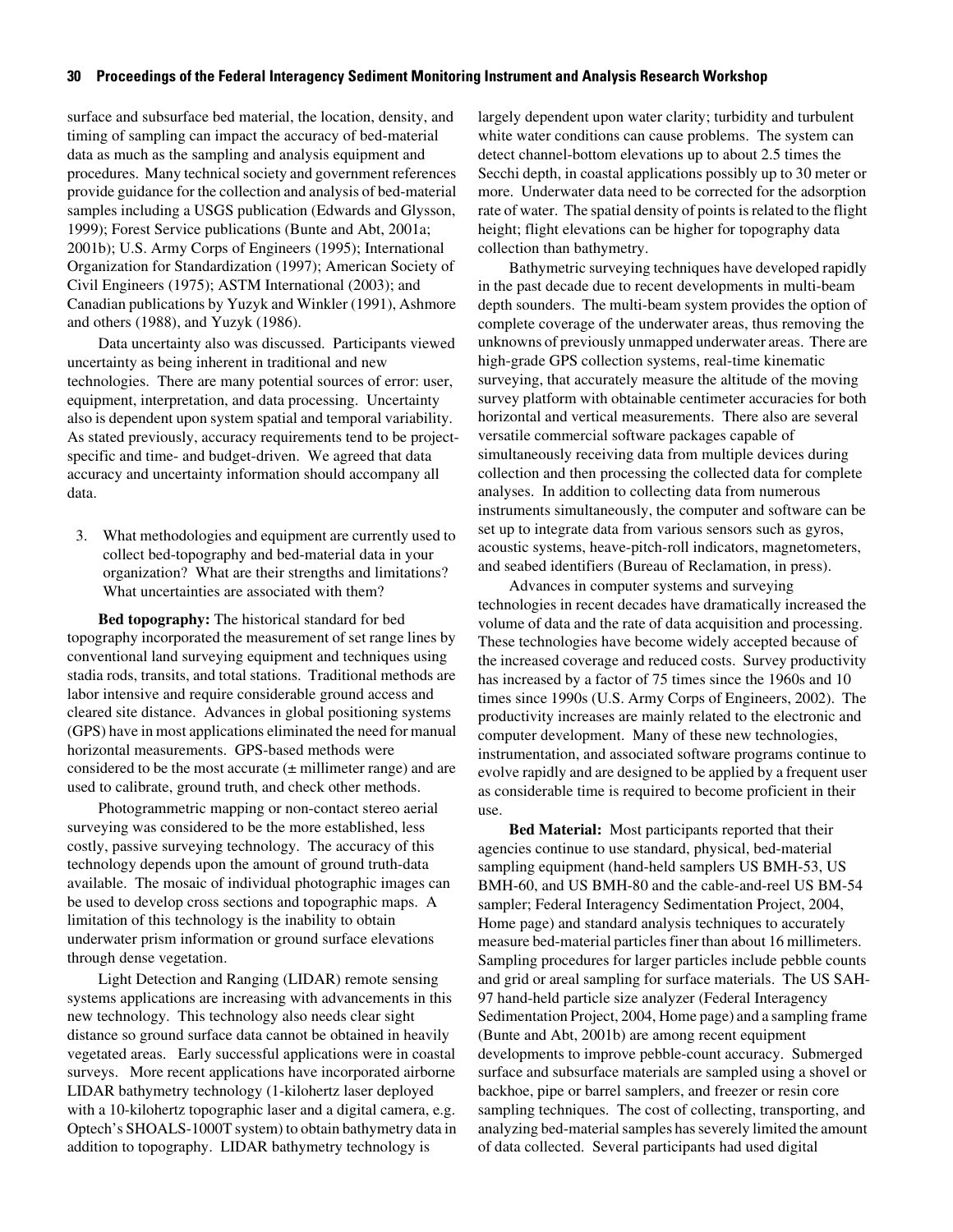surface and subsurface bed material, the location, density, and timing of sampling can impact the accuracy of bed-material data as much as the sampling and analysis equipment and procedures. Many technical society and government references provide guidance for the collection and analysis of bed-material samples including a USGS publication (Edwards and Glysson, 1999); Forest Service publications (Bunte and Abt, 2001a; 2001b); U.S. Army Corps of Engineers (1995); International Organization for Standardization (1997); American Society of Civil Engineers (1975); ASTM International (2003); and Canadian publications by Yuzyk and Winkler (1991), Ashmore and others (1988), and Yuzyk (1986).

Data uncertainty also was discussed. Participants viewed uncertainty as being inherent in traditional and new technologies. There are many potential sources of error: user, equipment, interpretation, and data processing. Uncertainty also is dependent upon system spatial and temporal variability. As stated previously, accuracy requirements tend to be project-specific and time- and budget-driven. We agreed that data accuracy and uncertainty information should accompany all data.

3. What methodologies and equipment are currently used to collect bed-topography and bed-material data in your organization? What are their strengths and limitations? What uncertainties are associated with them?

**Bed topography:** The historical standard for bed topography incorporated the measurement of set range lines by conventional land surveying equipment and techniques using stadia rods, transits, and total stations. Traditional methods are labor intensive and require considerable ground access and cleared site distance. Advances in global positioning systems (GPS) have in most applications eliminated the need for manual horizontal measurements. GPS-based methods were considered to be the most accurate (± millimeter range) and are used to calibrate, ground truth, and check other methods.

Photogrammetric mapping or non-contact stereo aerial surveying was considered to be the more established, less costly, passive surveying technology. The accuracy of this technology depends upon the amount of ground truth-data available. The mosaic of individual photographic images can be used to develop cross sections and topographic maps. A limitation of this technology is the inability to obtain underwater prism information or ground surface elevations through dense vegetation.

Light Detection and Ranging (LIDAR) remote sensing systems applications are increasing with advancements in this new technology. This technology also needs clear sight distance so ground surface data cannot be obtained in heavily vegetated areas. Early successful applications were in coastal surveys. More recent applications have incorporated airborne LIDAR bathymetry technology (1-kilohertz laser deployed with a 10-kilohertz topographic laser and a digital camera, e.g. Optech's SHOALS-1000T system) to obtain bathymetry data in addition to topography. LIDAR bathymetry technology is largely dependent upon water clarity; turbidity and turbulent white water conditions can cause problems. The system can detect channel-bottom elevations up to about 2.5 times the Secchi depth, in coastal applications possibly up to 30 meter or more. Underwater data need to be corrected for the adsorption rate of water. The spatial density of points is related to the flight height; flight elevations can be higher for topography data collection than bathymetry.

Bathymetric surveying techniques have developed rapidly in the past decade due to recent developments in multi-beam depth sounders. The multi-beam system provides the option of complete coverage of the underwater areas, thus removing the unknowns of previously unmapped underwater areas. There are high-grade GPS collection systems, real-time kinematic surveying, that accurately measure the altitude of the moving survey platform with obtainable centimeter accuracies for both horizontal and vertical measurements. There also are several versatile commercial software packages capable of simultaneously receiving data from multiple devices during collection and then processing the collected data for complete analyses. In addition to collecting data from numerous instruments simultaneously, the computer and software can be set up to integrate data from various sensors such as gyros, acoustic systems, heave-pitch-roll indicators, magnetometers, and seabed identifiers (Bureau of Reclamation, in press).

Advances in computer systems and surveying technologies in recent decades have dramatically increased the volume of data and the rate of data acquisition and processing. These technologies have become widely accepted because of the increased coverage and reduced costs. Survey productivity has increased by a factor of 75 times since the 1960s and 10 times since 1990s (U.S. Army Corps of Engineers, 2002). The productivity increases are mainly related to the electronic and computer development. Many of these new technologies, instrumentation, and associated software programs continue to evolve rapidly and are designed to be applied by a frequent user as considerable time is required to become proficient in their use.

**Bed Material:** Most participants reported that their agencies continue to use standard, physical, bed-material sampling equipment (hand-held samplers US BMH-53, US BMH-60, and US BMH-80 and the cable-and-reel US BM-54 sampler; Federal Interagency Sedimentation Project, 2004, Home page) and standard analysis techniques to accurately measure bed-material particles finer than about 16 millimeters. Sampling procedures for larger particles include pebble counts and grid or areal sampling for surface materials. The US SAH-97 hand-held particle size analyzer (Federal Interagency Sedimentation Project, 2004, Home page) and a sampling frame (Bunte and Abt, 2001b) are among recent equipment developments to improve pebble-count accuracy. Submerged surface and subsurface materials are sampled using a shovel or backhoe, pipe or barrel samplers, and freezer or resin core sampling techniques. The cost of collecting, transporting, and analyzing bed-material samples has severely limited the amount of data collected. Several participants had used digital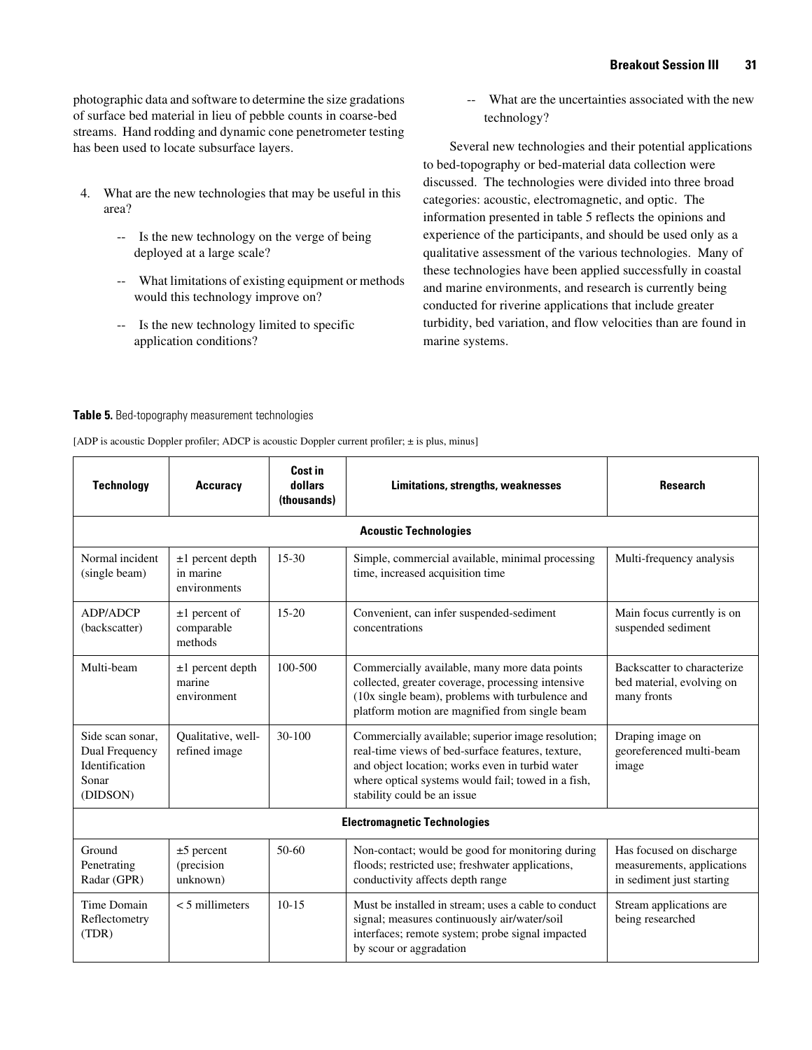photographic data and software to determine the size gradations of surface bed material in lieu of pebble counts in coarse-bed streams. Hand rodding and dynamic cone penetrometer testing has been used to locate subsurface layers.

4. What are the new technologies that may be useful in this area?

    -- Is the new technology on the verge of being deployed at a large scale?

    -- What limitations of existing equipment or methods would this technology improve on?

    -- Is the new technology limited to specific application conditions?

    -- What are the uncertainties associated with the new technology?

Several new technologies and their potential applications to bed-topography or bed-material data collection were discussed. The technologies were divided into three broad categories: acoustic, electromagnetic, and optic. The information presented in table 5 reflects the opinions and experience of the participants, and should be used only as a qualitative assessment of the various technologies. Many of these technologies have been applied successfully in coastal and marine environments, and research is currently being conducted for riverine applications that include greater turbidity, bed variation, and flow velocities than are found in marine systems.

**Table 5.** Bed-topography measurement technologies

[ADP is acoustic Doppler profiler; ADCP is acoustic Doppler current profiler; ± is plus, minus]

| Technology | Accuracy | Cost in dollars (thousands) | Limitations, strengths, weaknesses | Research |
|---|---|---|---|---|
| **Acoustic Technologies** | | | | |
| Normal incident (single beam) | ±1 percent depth in marine environments | 15-30 | Simple, commercial available, minimal processing time, increased acquisition time | Multi-frequency analysis |
| ADP/ADCP (backscatter) | ±1 percent of comparable methods | 15-20 | Convenient, can infer suspended-sediment concentrations | Main focus currently is on suspended sediment |
| Multi-beam | ±1 percent depth marine environment | 100-500 | Commercially available, many more data points collected, greater coverage, processing intensive (10x single beam), problems with turbulence and platform motion are magnified from single beam | Backscatter to characterize bed material, evolving on many fronts |
| Side scan sonar, Dual Frequency Identification Sonar (DIDSON) | Qualitative, well-refined image | 30-100 | Commercially available; superior image resolution; real-time views of bed-surface features, texture, and object location; works even in turbid water where optical systems would fail; towed in a fish, stability could be an issue | Draping image on georeferenced multi-beam image |
| **Electromagnetic Technologies** | | | | |
| Ground Penetrating Radar (GPR) | ±5 percent (precision unknown) | 50-60 | Non-contact; would be good for monitoring during floods; restricted use; freshwater applications, conductivity affects depth range | Has focused on discharge measurements, applications in sediment just starting |
| Time Domain Reflectometry (TDR) | < 5 millimeters | 10-15 | Must be installed in stream; uses a cable to conduct signal; measures continuously air/water/soil interfaces; remote system; probe signal impacted by scour or aggradation | Stream applications are being researched |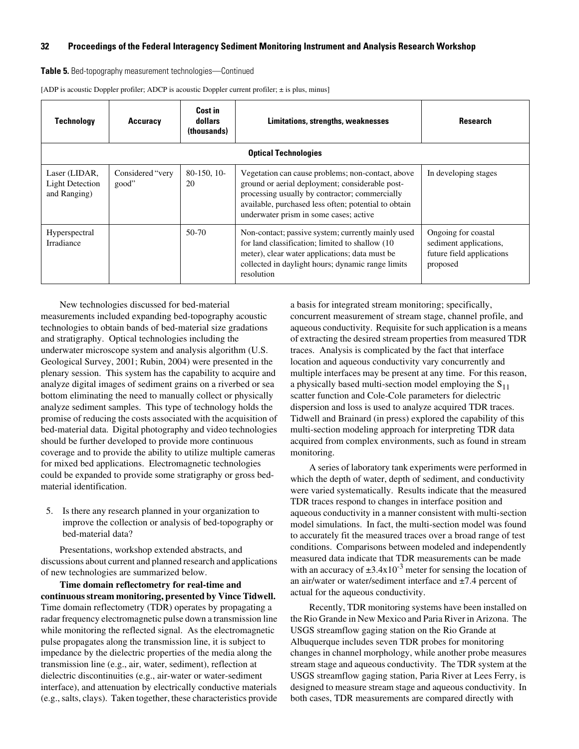**Table 5.** Bed-topography measurement technologies—Continued

[ADP is acoustic Doppler profiler; ADCP is acoustic Doppler current profiler; ± is plus, minus]

| Technology | Accuracy | Cost in dollars (thousands) | Limitations, strengths, weaknesses | Research |
|---|---|---|---|---|
| **Optical Technologies** | | | | |
| Laser (LIDAR, Light Detection and Ranging) | Considered "very good" | 80-150, 10-20 | Vegetation can cause problems; non-contact, above ground or aerial deployment; considerable post-processing usually by contractor; commercially available, purchased less often; potential to obtain underwater prism in some cases; active | In developing stages |
| Hyperspectral Irradiance | | 50-70 | Non-contact; passive system; currently mainly used for land classification; limited to shallow (10 meter), clear water applications; data must be collected in daylight hours; dynamic range limits resolution | Ongoing for coastal sediment applications, future field applications proposed |

New technologies discussed for bed-material measurements included expanding bed-topography acoustic technologies to obtain bands of bed-material size gradations and stratigraphy. Optical technologies including the underwater microscope system and analysis algorithm (U.S. Geological Survey, 2001; Rubin, 2004) were presented in the plenary session. This system has the capability to acquire and analyze digital images of sediment grains on a riverbed or sea bottom eliminating the need to manually collect or physically analyze sediment samples. This type of technology holds the promise of reducing the costs associated with the acquisition of bed-material data. Digital photography and video technologies should be further developed to provide more continuous coverage and to provide the ability to utilize multiple cameras for mixed bed applications. Electromagnetic technologies could be expanded to provide some stratigraphy or gross bed-material identification.

5. Is there any research planned in your organization to improve the collection or analysis of bed-topography or bed-material data?

Presentations, workshop extended abstracts, and discussions about current and planned research and applications of new technologies are summarized below.

**Time domain reflectometry for real-time and continuous stream monitoring, presented by Vince Tidwell.** Time domain reflectometry (TDR) operates by propagating a radar frequency electromagnetic pulse down a transmission line while monitoring the reflected signal. As the electromagnetic pulse propagates along the transmission line, it is subject to impedance by the dielectric properties of the media along the transmission line (e.g., air, water, sediment), reflection at dielectric discontinuities (e.g., air-water or water-sediment interface), and attenuation by electrically conductive materials (e.g., salts, clays). Taken together, these characteristics provide a basis for integrated stream monitoring; specifically, concurrent measurement of stream stage, channel profile, and aqueous conductivity. Requisite for such application is a means of extracting the desired stream properties from measured TDR traces. Analysis is complicated by the fact that interface location and aqueous conductivity vary concurrently and multiple interfaces may be present at any time. For this reason, a physically based multi-section model employing the $S_{11}$ scatter function and Cole-Cole parameters for dielectric dispersion and loss is used to analyze acquired TDR traces. Tidwell and Brainard (in press) explored the capability of this multi-section modeling approach for interpreting TDR data acquired from complex environments, such as found in stream monitoring.

A series of laboratory tank experiments were performed in which the depth of water, depth of sediment, and conductivity were varied systematically. Results indicate that the measured TDR traces respond to changes in interface position and aqueous conductivity in a manner consistent with multi-section model simulations. In fact, the multi-section model was found to accurately fit the measured traces over a broad range of test conditions. Comparisons between modeled and independently measured data indicate that TDR measurements can be made with an accuracy of $\pm 3.4 \times 10^{-3}$ meter for sensing the location of an air/water or water/sediment interface and ±7.4 percent of actual for the aqueous conductivity.

Recently, TDR monitoring systems have been installed on the Rio Grande in New Mexico and Paria River in Arizona. The USGS streamflow gaging station on the Rio Grande at Albuquerque includes seven TDR probes for monitoring changes in channel morphology, while another probe measures stream stage and aqueous conductivity. The TDR system at the USGS streamflow gaging station, Paria River at Lees Ferry, is designed to measure stream stage and aqueous conductivity. In both cases, TDR measurements are compared directly with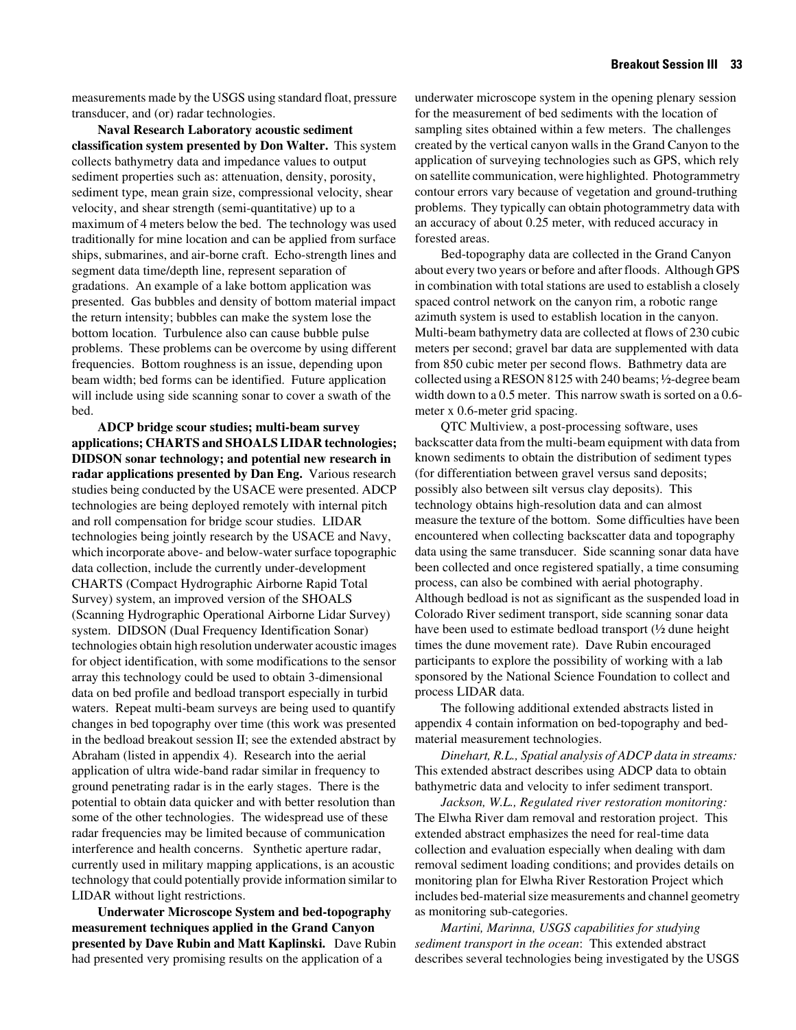measurements made by the USGS using standard float, pressure transducer, and (or) radar technologies.

**Naval Research Laboratory acoustic sediment classification system presented by Don Walter.** This system collects bathymetry data and impedance values to output sediment properties such as: attenuation, density, porosity, sediment type, mean grain size, compressional velocity, shear velocity, and shear strength (semi-quantitative) up to a maximum of 4 meters below the bed. The technology was used traditionally for mine location and can be applied from surface ships, submarines, and air-borne craft. Echo-strength lines and segment data time/depth line, represent separation of gradations. An example of a lake bottom application was presented. Gas bubbles and density of bottom material impact the return intensity; bubbles can make the system lose the bottom location. Turbulence also can cause bubble pulse problems. These problems can be overcome by using different frequencies. Bottom roughness is an issue, depending upon beam width; bed forms can be identified. Future application will include using side scanning sonar to cover a swath of the bed.

**ADCP bridge scour studies; multi-beam survey applications; CHARTS and SHOALS LIDAR technologies; DIDSON sonar technology; and potential new research in radar applications presented by Dan Eng.** Various research studies being conducted by the USACE were presented. ADCP technologies are being deployed remotely with internal pitch and roll compensation for bridge scour studies. LIDAR technologies being jointly research by the USACE and Navy, which incorporate above- and below-water surface topographic data collection, include the currently under-development CHARTS (Compact Hydrographic Airborne Rapid Total Survey) system, an improved version of the SHOALS (Scanning Hydrographic Operational Airborne Lidar Survey) system. DIDSON (Dual Frequency Identification Sonar) technologies obtain high resolution underwater acoustic images for object identification, with some modifications to the sensor array this technology could be used to obtain 3-dimensional data on bed profile and bedload transport especially in turbid waters. Repeat multi-beam surveys are being used to quantify changes in bed topography over time (this work was presented in the bedload breakout session II; see the extended abstract by Abraham (listed in appendix 4). Research into the aerial application of ultra wide-band radar similar in frequency to ground penetrating radar is in the early stages. There is the potential to obtain data quicker and with better resolution than some of the other technologies. The widespread use of these radar frequencies may be limited because of communication interference and health concerns. Synthetic aperture radar, currently used in military mapping applications, is an acoustic technology that could potentially provide information similar to LIDAR without light restrictions.

**Underwater Microscope System and bed-topography measurement techniques applied in the Grand Canyon presented by Dave Rubin and Matt Kaplinski.** Dave Rubin had presented very promising results on the application of a underwater microscope system in the opening plenary session for the measurement of bed sediments with the location of sampling sites obtained within a few meters. The challenges created by the vertical canyon walls in the Grand Canyon to the application of surveying technologies such as GPS, which rely on satellite communication, were highlighted. Photogrammetry contour errors vary because of vegetation and ground-truthing problems. They typically can obtain photogrammetry data with an accuracy of about 0.25 meter, with reduced accuracy in forested areas.

Bed-topography data are collected in the Grand Canyon about every two years or before and after floods. Although GPS in combination with total stations are used to establish a closely spaced control network on the canyon rim, a robotic range azimuth system is used to establish location in the canyon. Multi-beam bathymetry data are collected at flows of 230 cubic meters per second; gravel bar data are supplemented with data from 850 cubic meter per second flows. Bathmetry data are collected using a RESON 8125 with 240 beams; ½-degree beam width down to a 0.5 meter. This narrow swath is sorted on a 0.6-meter x 0.6-meter grid spacing.

QTC Multiview, a post-processing software, uses backscatter data from the multi-beam equipment with data from known sediments to obtain the distribution of sediment types (for differentiation between gravel versus sand deposits; possibly also between silt versus clay deposits). This technology obtains high-resolution data and can almost measure the texture of the bottom. Some difficulties have been encountered when collecting backscatter data and topography data using the same transducer. Side scanning sonar data have been collected and once registered spatially, a time consuming process, can also be combined with aerial photography. Although bedload is not as significant as the suspended load in Colorado River sediment transport, side scanning sonar data have been used to estimate bedload transport (½ dune height times the dune movement rate). Dave Rubin encouraged participants to explore the possibility of working with a lab sponsored by the National Science Foundation to collect and process LIDAR data.

The following additional extended abstracts listed in appendix 4 contain information on bed-topography and bed-material measurement technologies.

*Dinehart, R.L., Spatial analysis of ADCP data in streams:* This extended abstract describes using ADCP data to obtain bathymetric data and velocity to infer sediment transport.

*Jackson, W.L., Regulated river restoration monitoring:* The Elwha River dam removal and restoration project. This extended abstract emphasizes the need for real-time data collection and evaluation especially when dealing with dam removal sediment loading conditions; and provides details on monitoring plan for Elwha River Restoration Project which includes bed-material size measurements and channel geometry as monitoring sub-categories.

*Martini, Marinna, USGS capabilities for studying sediment transport in the ocean*: This extended abstract describes several technologies being investigated by the USGS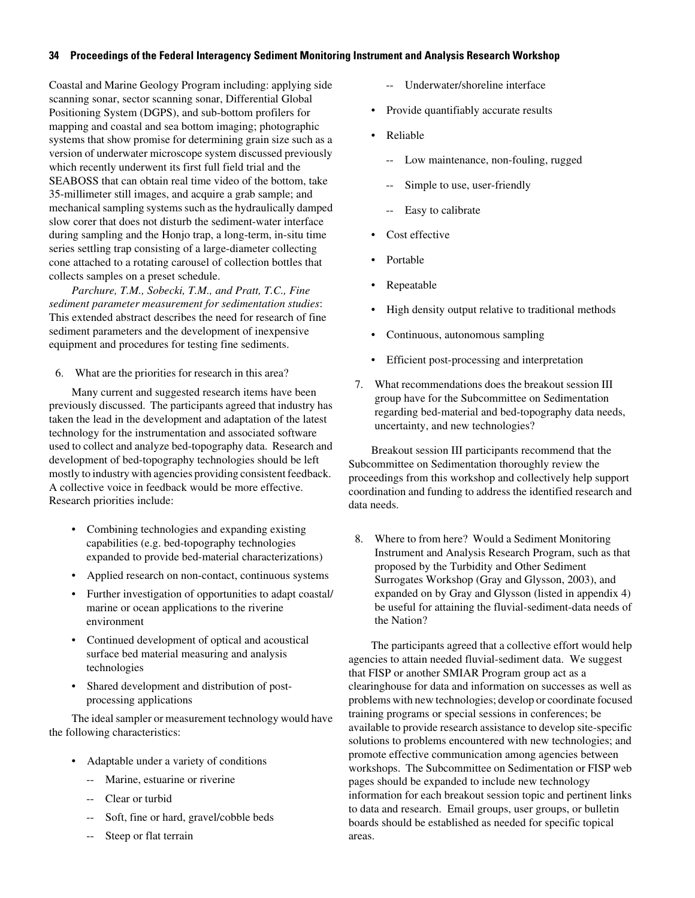Coastal and Marine Geology Program including: applying side scanning sonar, sector scanning sonar, Differential Global Positioning System (DGPS), and sub-bottom profilers for mapping and coastal and sea bottom imaging; photographic systems that show promise for determining grain size such as a version of underwater microscope system discussed previously which recently underwent its first full field trial and the SEABOSS that can obtain real time video of the bottom, take 35-millimeter still images, and acquire a grab sample; and mechanical sampling systems such as the hydraulically damped slow corer that does not disturb the sediment-water interface during sampling and the Honjo trap, a long-term, in-situ time series settling trap consisting of a large-diameter collecting cone attached to a rotating carousel of collection bottles that collects samples on a preset schedule.

*Parchure, T.M., Sobecki, T.M., and Pratt, T.C., Fine sediment parameter measurement for sedimentation studies*: This extended abstract describes the need for research of fine sediment parameters and the development of inexpensive equipment and procedures for testing fine sediments.

6. What are the priorities for research in this area?

Many current and suggested research items have been previously discussed. The participants agreed that industry has taken the lead in the development and adaptation of the latest technology for the instrumentation and associated software used to collect and analyze bed-topography data. Research and development of bed-topography technologies should be left mostly to industry with agencies providing consistent feedback. A collective voice in feedback would be more effective. Research priorities include:

- Combining technologies and expanding existing capabilities (e.g. bed-topography technologies expanded to provide bed-material characterizations)
- Applied research on non-contact, continuous systems
- Further investigation of opportunities to adapt coastal/marine or ocean applications to the riverine environment
- Continued development of optical and acoustical surface bed material measuring and analysis technologies
- Shared development and distribution of post-processing applications

The ideal sampler or measurement technology would have the following characteristics:

- Adaptable under a variety of conditions
  - Marine, estuarine or riverine
  - Clear or turbid
  - Soft, fine or hard, gravel/cobble beds
  - Steep or flat terrain
  - Underwater/shoreline interface
- Provide quantifiably accurate results
- Reliable
  - Low maintenance, non-fouling, rugged
  - Simple to use, user-friendly
  - Easy to calibrate
- Cost effective
- Portable
- Repeatable
- High density output relative to traditional methods
- Continuous, autonomous sampling
- Efficient post-processing and interpretation

7. What recommendations does the breakout session III group have for the Subcommittee on Sedimentation regarding bed-material and bed-topography data needs, uncertainty, and new technologies?

Breakout session III participants recommend that the Subcommittee on Sedimentation thoroughly review the proceedings from this workshop and collectively help support coordination and funding to address the identified research and data needs.

8. Where to from here? Would a Sediment Monitoring Instrument and Analysis Research Program, such as that proposed by the Turbidity and Other Sediment Surrogates Workshop (Gray and Glysson, 2003), and expanded on by Gray and Glysson (listed in appendix 4) be useful for attaining the fluvial-sediment-data needs of the Nation?

The participants agreed that a collective effort would help agencies to attain needed fluvial-sediment data. We suggest that FISP or another SMIAR Program group act as a clearinghouse for data and information on successes as well as problems with new technologies; develop or coordinate focused training programs or special sessions in conferences; be available to provide research assistance to develop site-specific solutions to problems encountered with new technologies; and promote effective communication among agencies between workshops. The Subcommittee on Sedimentation or FISP web pages should be expanded to include new technology information for each breakout session topic and pertinent links to data and research. Email groups, user groups, or bulletin boards should be established as needed for specific topical areas.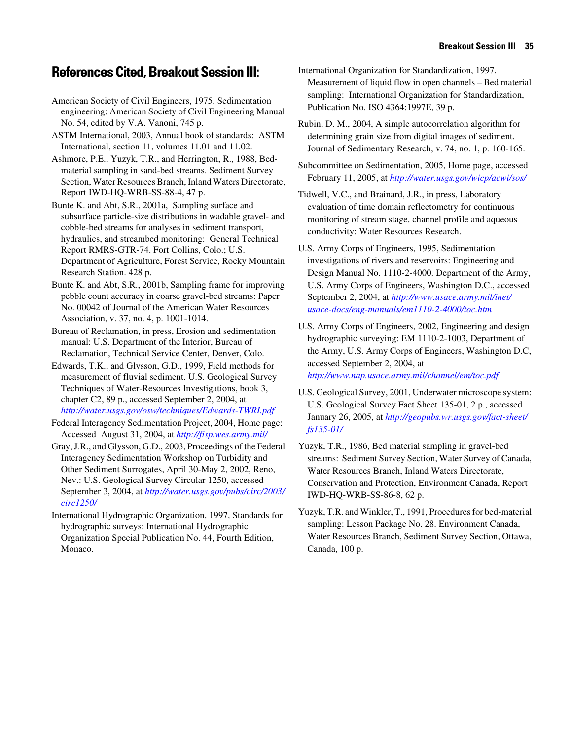## References Cited, Breakout Session III:

American Society of Civil Engineers, 1975, Sedimentation engineering: American Society of Civil Engineering Manual No. 54, edited by V.A. Vanoni, 745 p.

ASTM International, 2003, Annual book of standards: ASTM International, section 11, volumes 11.01 and 11.02.

Ashmore, P.E., Yuzyk, T.R., and Herrington, R., 1988, Bed-material sampling in sand-bed streams. Sediment Survey Section, Water Resources Branch, Inland Waters Directorate, Report IWD-HQ-WRB-SS-88-4, 47 p.

Bunte K. and Abt, S.R., 2001a, Sampling surface and subsurface particle-size distributions in wadable gravel- and cobble-bed streams for analyses in sediment transport, hydraulics, and streambed monitoring: General Technical Report RMRS-GTR-74. Fort Collins, Colo.; U.S. Department of Agriculture, Forest Service, Rocky Mountain Research Station. 428 p.

Bunte K. and Abt, S.R., 2001b, Sampling frame for improving pebble count accuracy in coarse gravel-bed streams: Paper No. 00042 of Journal of the American Water Resources Association, v. 37, no. 4, p. 1001-1014.

Bureau of Reclamation, in press, Erosion and sedimentation manual: U.S. Department of the Interior, Bureau of Reclamation, Technical Service Center, Denver, Colo.

Edwards, T.K., and Glysson, G.D., 1999, Field methods for measurement of fluvial sediment. U.S. Geological Survey Techniques of Water-Resources Investigations, book 3, chapter C2, 89 p., accessed September 2, 2004, at *http://water.usgs.gov/osw/techniques/Edwards-TWRI.pdf*

Federal Interagency Sedimentation Project, 2004, Home page: Accessed August 31, 2004, at *http://fisp.wes.army.mil/*

Gray, J.R., and Glysson, G.D., 2003, Proceedings of the Federal Interagency Sedimentation Workshop on Turbidity and Other Sediment Surrogates, April 30-May 2, 2002, Reno, Nev.: U.S. Geological Survey Circular 1250, accessed September 3, 2004, at *http://water.usgs.gov/pubs/circ/2003/circ1250/*

International Hydrographic Organization, 1997, Standards for hydrographic surveys: International Hydrographic Organization Special Publication No. 44, Fourth Edition, Monaco.

International Organization for Standardization, 1997, Measurement of liquid flow in open channels – Bed material sampling: International Organization for Standardization, Publication No. ISO 4364:1997E, 39 p.

Rubin, D. M., 2004, A simple autocorrelation algorithm for determining grain size from digital images of sediment. Journal of Sedimentary Research, v. 74, no. 1, p. 160-165.

Subcommittee on Sedimentation, 2005, Home page, accessed February 11, 2005, at *http://water.usgs.gov/wicp/acwi/sos/*

Tidwell, V.C., and Brainard, J.R., in press, Laboratory evaluation of time domain reflectometry for continuous monitoring of stream stage, channel profile and aqueous conductivity: Water Resources Research.

U.S. Army Corps of Engineers, 1995, Sedimentation investigations of rivers and reservoirs: Engineering and Design Manual No. 1110-2-4000. Department of the Army, U.S. Army Corps of Engineers, Washington D.C., accessed September 2, 2004, at *http://www.usace.army.mil/inet/usace-docs/eng-manuals/em1110-2-4000/toc.htm*

U.S. Army Corps of Engineers, 2002, Engineering and design hydrographic surveying: EM 1110-2-1003, Department of the Army, U.S. Army Corps of Engineers, Washington D.C, accessed September 2, 2004, at *http://www.nap.usace.army.mil/channel/em/toc.pdf*

U.S. Geological Survey, 2001, Underwater microscope system: U.S. Geological Survey Fact Sheet 135-01, 2 p., accessed January 26, 2005, at *http://geopubs.wr.usgs.gov/fact-sheet/fs135-01/*

Yuzyk, T.R., 1986, Bed material sampling in gravel-bed streams: Sediment Survey Section, Water Survey of Canada, Water Resources Branch, Inland Waters Directorate, Conservation and Protection, Environment Canada, Report IWD-HQ-WRB-SS-86-8, 62 p.

Yuzyk, T.R. and Winkler, T., 1991, Procedures for bed-material sampling: Lesson Package No. 28. Environment Canada, Water Resources Branch, Sediment Survey Section, Ottawa, Canada, 100 p.